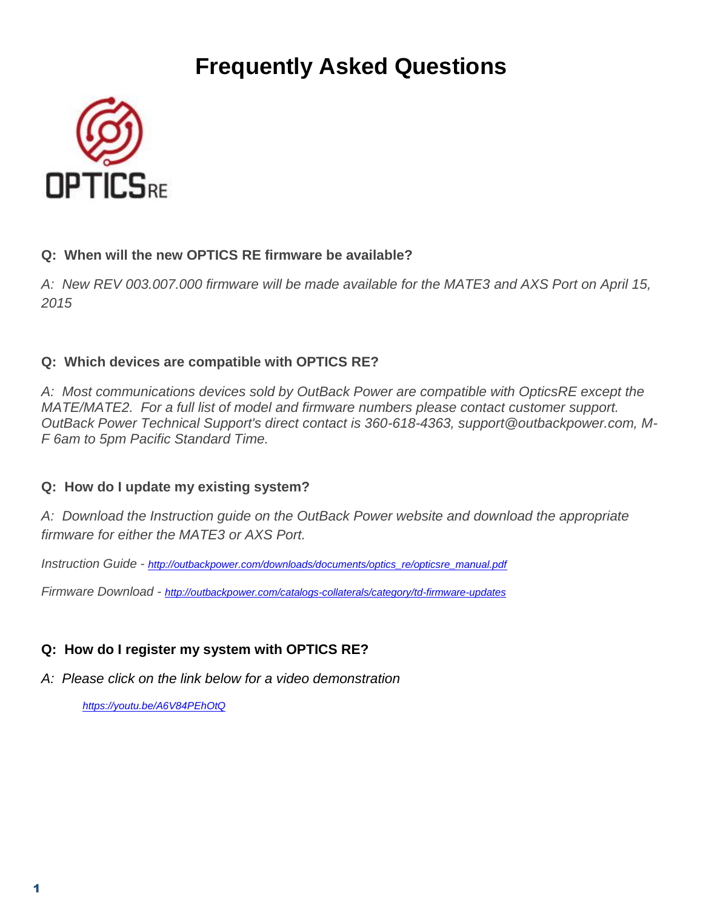# Frequently Asked Questions

OPTICS RE

**Q: When will the new OPTICS RE firmware be available?**

*A: New REV 003.007.000 firmware will be made available for the MATE3 and AXS Port on April 15, 2015*

**Q: Which devices are compatible with OPTICS RE?**

*A: Most communications devices sold by OutBack Power are compatible with OpticsRE except the MATE/MATE2. For a full list of model and firmware numbers please contact customer support. OutBack Power Technical Support's direct contact is 360-618-4363, support@outbackpower.com, M-F 6am to 5pm Pacific Standard Time.*

**Q: How do I update my existing system?**

*A: Download the Instruction guide on the OutBack Power website and download the appropriate firmware for either the MATE3 or AXS Port.*

*Instruction Guide - http://outbackpower.com/downloads/documents/optics_re/opticsre_manual.pdf*

*Firmware Download - http://outbackpower.com/catalogs-collaterals/category/td-firmware-updates*

**Q: How do I register my system with OPTICS RE?**

*A: Please click on the link below for a video demonstration*

https://youtu.be/A6V84PEhOtQ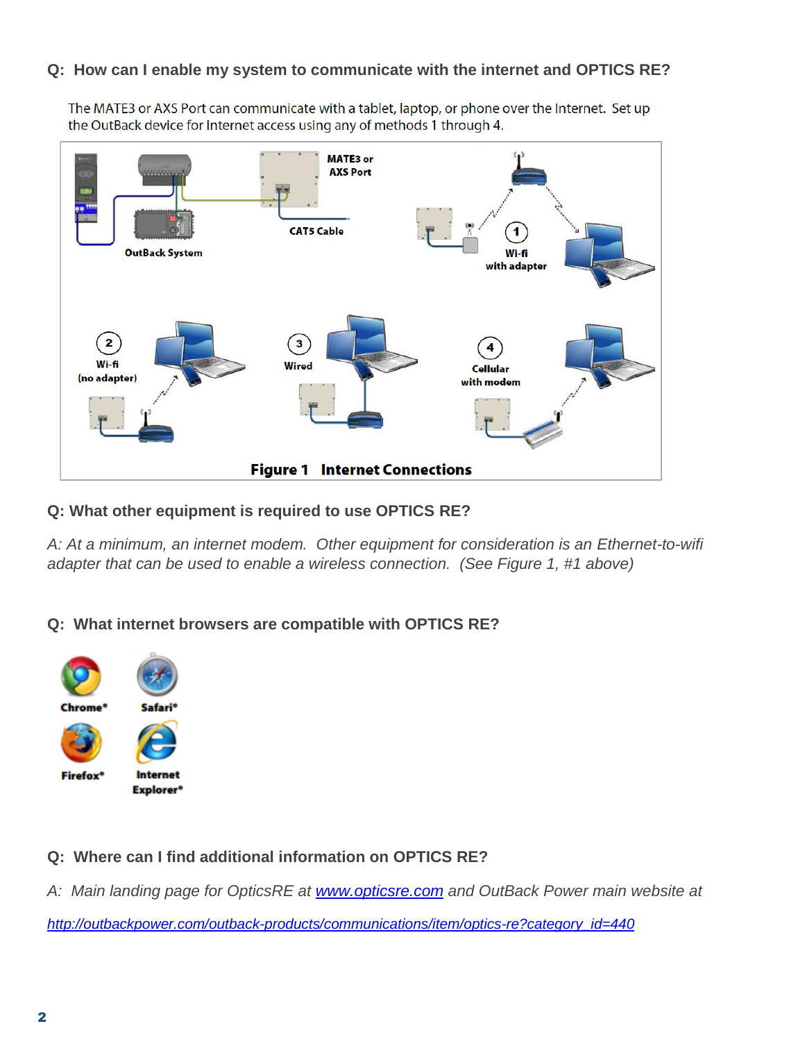**Q: How can I enable my system to communicate with the internet and OPTICS RE?**

The MATE3 or AXS Port can communicate with a tablet, laptop, or phone over the Internet. Set up the OutBack device for Internet access using any of methods 1 through 4.

MATE3 or AXS Port

CAT5 Cable

OutBack System

1 Wi-fi with adapter

2 Wi-fi (no adapter)

3 Wired

4 Cellular with modem

**Figure 1 Internet Connections**

**Q: What other equipment is required to use OPTICS RE?**

*A: At a minimum, an internet modem. Other equipment for consideration is an Ethernet-to-wifi adapter that can be used to enable a wireless connection. (See Figure 1, #1 above)*

**Q: What internet browsers are compatible with OPTICS RE?**

Chrome®

Safari®

Firefox®

Internet Explorer®

**Q: Where can I find additional information on OPTICS RE?**

*A: Main landing page for OpticsRE at [www.opticsre.com](www.opticsre.com) and OutBack Power main website at*

[http://outbackpower.com/outback-products/communications/item/optics-re?category_id=440](http://outbackpower.com/outback-products/communications/item/optics-re?category_id=440)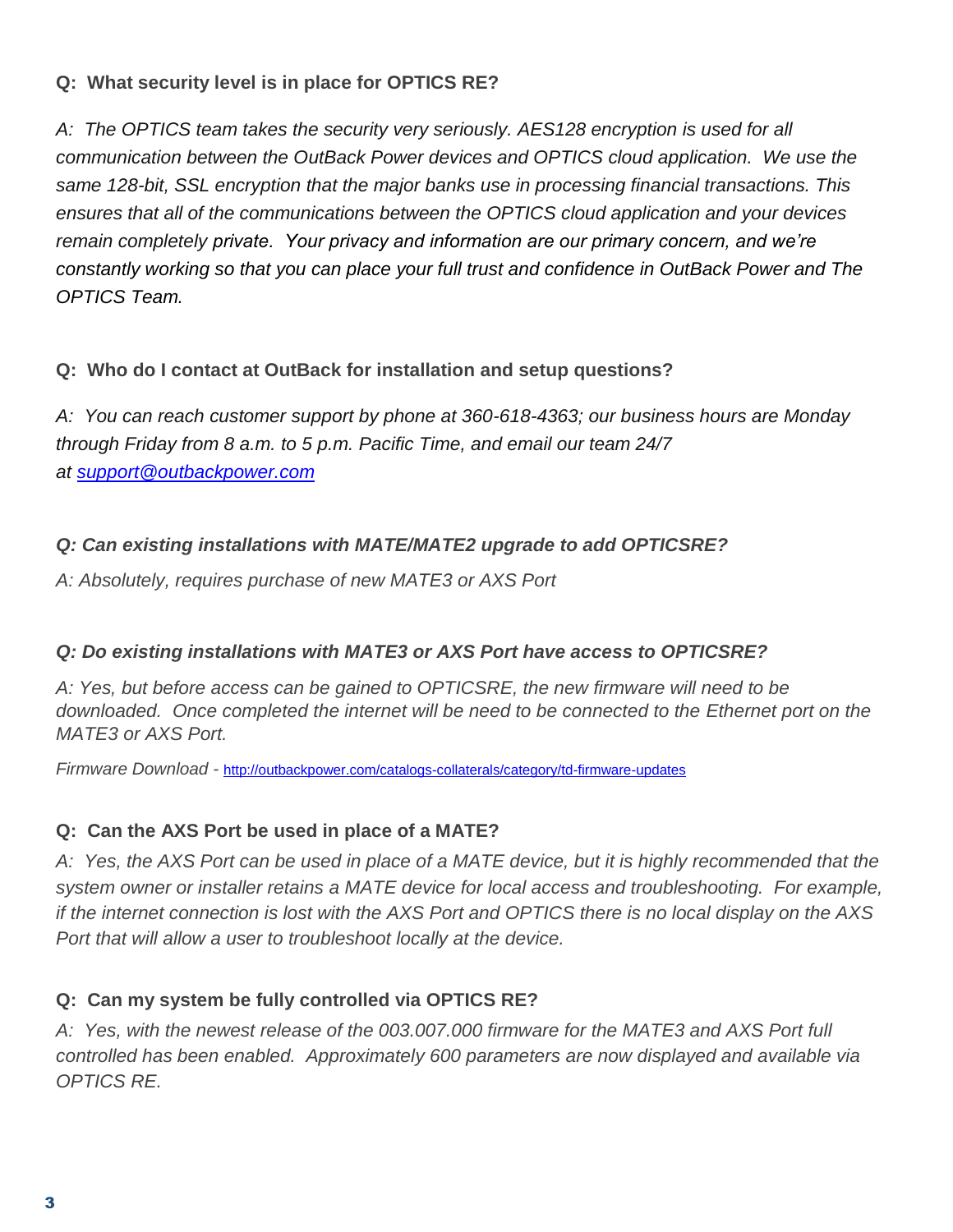**Q: What security level is in place for OPTICS RE?**

*A: The OPTICS team takes the security very seriously. AES128 encryption is used for all communication between the OutBack Power devices and OPTICS cloud application. We use the same 128-bit, SSL encryption that the major banks use in processing financial transactions. This ensures that all of the communications between the OPTICS cloud application and your devices remain completely private. Your privacy and information are our primary concern, and we're constantly working so that you can place your full trust and confidence in OutBack Power and The OPTICS Team.*

**Q: Who do I contact at OutBack for installation and setup questions?**

*A: You can reach customer support by phone at 360-618-4363; our business hours are Monday through Friday from 8 a.m. to 5 p.m. Pacific Time, and email our team 24/7 at [support@outbackpower.com](mailto:support@outbackpower.com)*

***Q: Can existing installations with MATE/MATE2 upgrade to add OPTICSRE?***

*A: Absolutely, requires purchase of new MATE3 or AXS Port*

***Q: Do existing installations with MATE3 or AXS Port have access to OPTICSRE?***

*A: Yes, but before access can be gained to OPTICSRE, the new firmware will need to be downloaded. Once completed the internet will be need to be connected to the Ethernet port on the MATE3 or AXS Port.*

*Firmware Download -* [http://outbackpower.com/catalogs-collaterals/category/td-firmware-updates](http://outbackpower.com/catalogs-collaterals/category/td-firmware-updates)

**Q: Can the AXS Port be used in place of a MATE?**

*A: Yes, the AXS Port can be used in place of a MATE device, but it is highly recommended that the system owner or installer retains a MATE device for local access and troubleshooting. For example, if the internet connection is lost with the AXS Port and OPTICS there is no local display on the AXS Port that will allow a user to troubleshoot locally at the device.*

**Q: Can my system be fully controlled via OPTICS RE?**

*A: Yes, with the newest release of the 003.007.000 firmware for the MATE3 and AXS Port full controlled has been enabled. Approximately 600 parameters are now displayed and available via OPTICS RE.*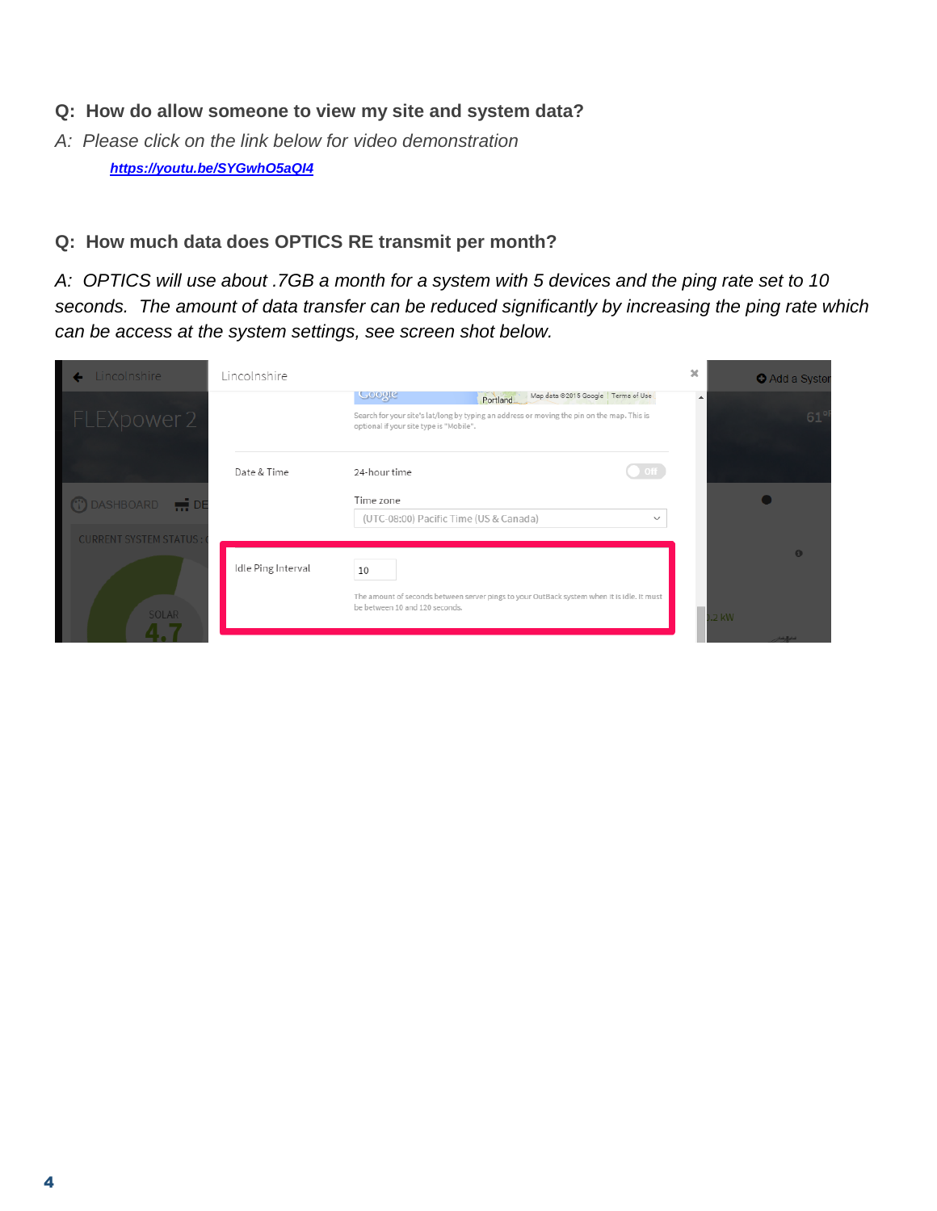**Q: How do allow someone to view my site and system data?**

*A: Please click on the link below for video demonstration*

[https://youtu.be/SYGwhO5aQI4](https://youtu.be/SYGwhO5aQI4)

**Q: How much data does OPTICS RE transmit per month?**

*A: OPTICS will use about .7GB a month for a system with 5 devices and the ping rate set to 10 seconds. The amount of data transfer can be reduced significantly by increasing the ping rate which can be access at the system settings, see screen shot below.*